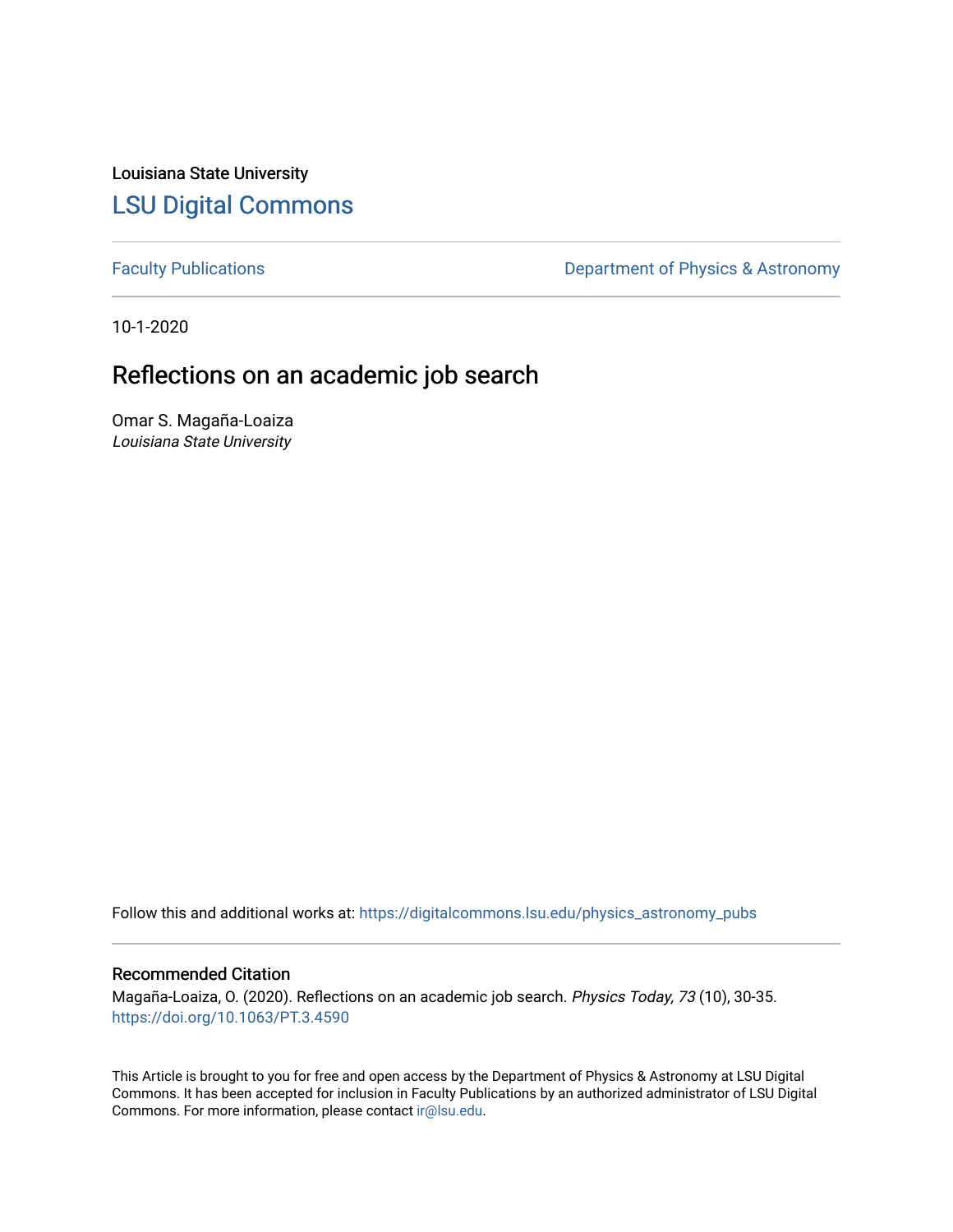Louisiana State University

# LSU Digital Commons

Faculty Publications | Department of Physics & Astronomy

---

10-1-2020

## Reflections on an academic job search

Omar S. Magaña-Loaiza
*Louisiana State University*

Follow this and additional works at: https://digitalcommons.lsu.edu/physics_astronomy_pubs

---

### Recommended Citation

Magaña-Loaiza, O. (2020). Reflections on an academic job search. *Physics Today, 73* (10), 30-35. https://doi.org/10.1063/PT.3.4590

This Article is brought to you for free and open access by the Department of Physics & Astronomy at LSU Digital Commons. It has been accepted for inclusion in Faculty Publications by an authorized administrator of LSU Digital Commons. For more information, please contact ir@lsu.edu.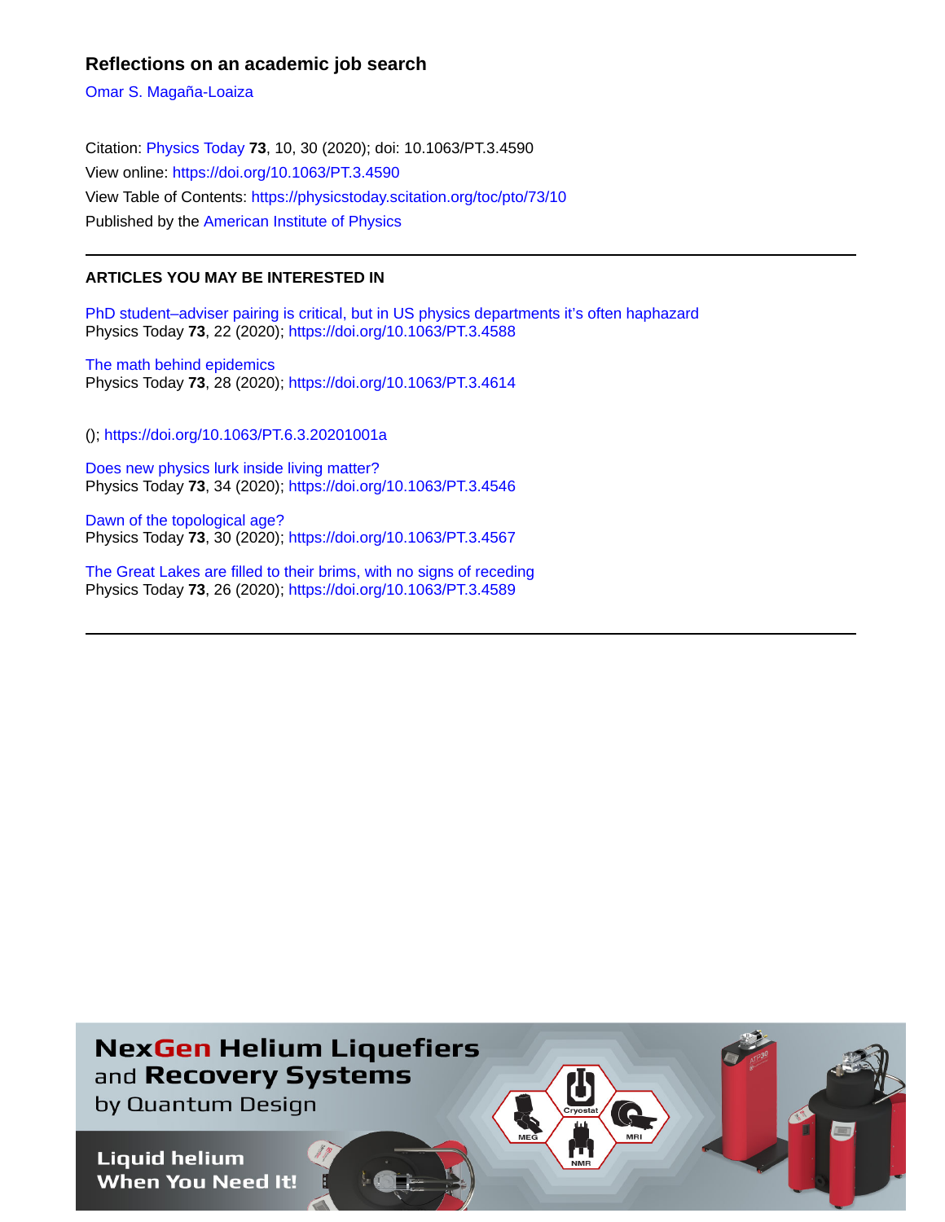# Reflections on an academic job search

Omar S. Magaña-Loaiza

Citation: Physics Today **73**, 10, 30 (2020); doi: 10.1063/PT.3.4590

View online: https://doi.org/10.1063/PT.3.4590

View Table of Contents: https://physicstoday.scitation.org/toc/pto/73/10

Published by the American Institute of Physics

---

## ARTICLES YOU MAY BE INTERESTED IN

PhD student–adviser pairing is critical, but in US physics departments it's often haphazard
Physics Today **73**, 22 (2020); https://doi.org/10.1063/PT.3.4588

The math behind epidemics
Physics Today **73**, 28 (2020); https://doi.org/10.1063/PT.3.4614

(); https://doi.org/10.1063/PT.6.3.20201001a

Does new physics lurk inside living matter?
Physics Today **73**, 34 (2020); https://doi.org/10.1063/PT.3.4546

Dawn of the topological age?
Physics Today **73**, 30 (2020); https://doi.org/10.1063/PT.3.4567

The Great Lakes are filled to their brims, with no signs of receding
Physics Today **73**, 26 (2020); https://doi.org/10.1063/PT.3.4589

---

NexGen Helium Liquefiers and Recovery Systems by Quantum Design

Liquid helium When You Need It!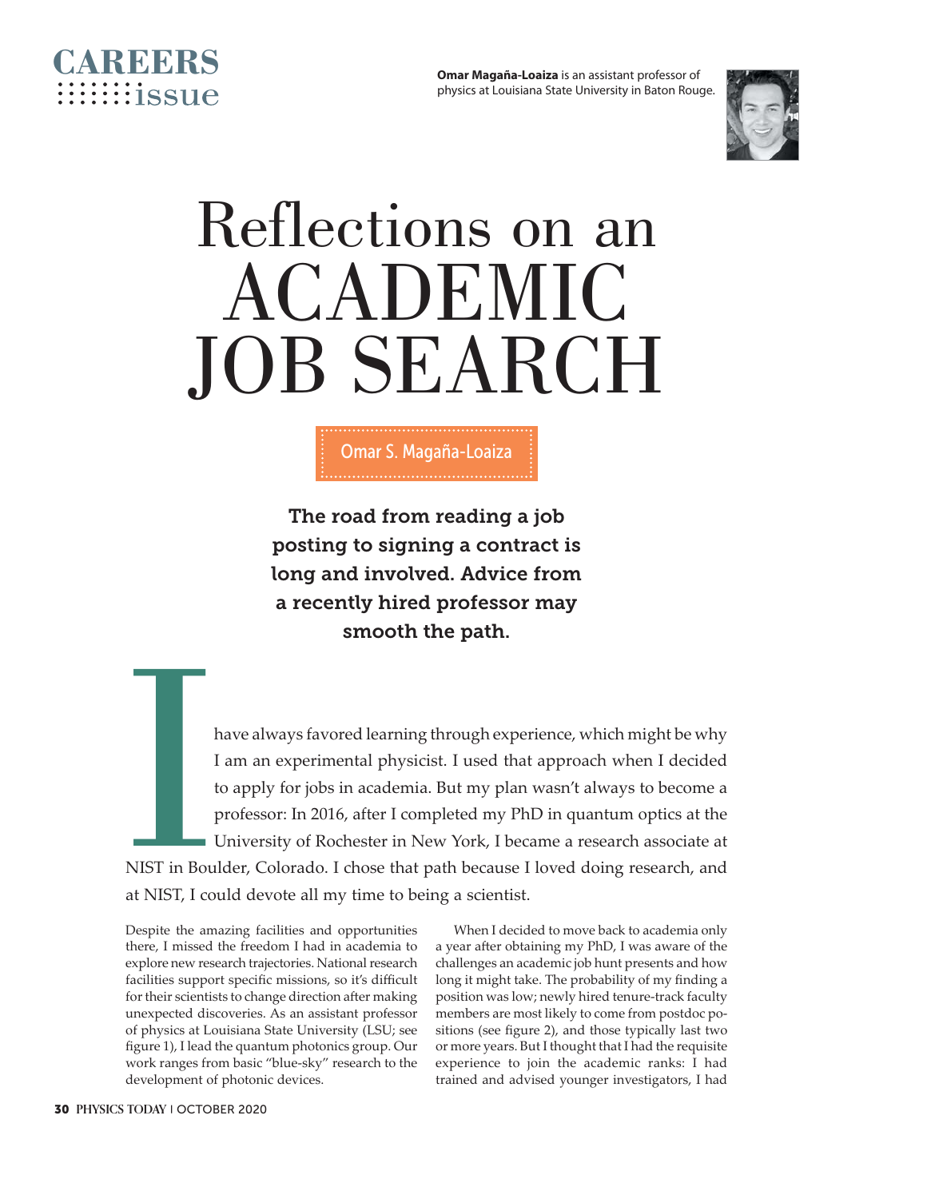CAREERS issue

**Omar Magaña-Loaiza** is an assistant professor of physics at Louisiana State University in Baton Rouge.

# Reflections on an ACADEMIC JOB SEARCH

Omar S. Magaña-Loaiza

**The road from reading a job posting to signing a contract is long and involved. Advice from a recently hired professor may smooth the path.**

I have always favored learning through experience, which might be why I am an experimental physicist. I used that approach when I decided to apply for jobs in academia. But my plan wasn't always to become a professor: In 2016, after I completed my PhD in quantum optics at the University of Rochester in New York, I became a research associate at NIST in Boulder, Colorado. I chose that path because I loved doing research, and at NIST, I could devote all my time to being a scientist.

Despite the amazing facilities and opportunities there, I missed the freedom I had in academia to explore new research trajectories. National research facilities support specific missions, so it's difficult for their scientists to change direction after making unexpected discoveries. As an assistant professor of physics at Louisiana State University (LSU; see figure 1), I lead the quantum photonics group. Our work ranges from basic "blue-sky" research to the development of photonic devices.

When I decided to move back to academia only a year after obtaining my PhD, I was aware of the challenges an academic job hunt presents and how long it might take. The probability of my finding a position was low; newly hired tenure-track faculty members are most likely to come from postdoc positions (see figure 2), and those typically last two or more years. But I thought that I had the requisite experience to join the academic ranks: I had trained and advised younger investigators, I had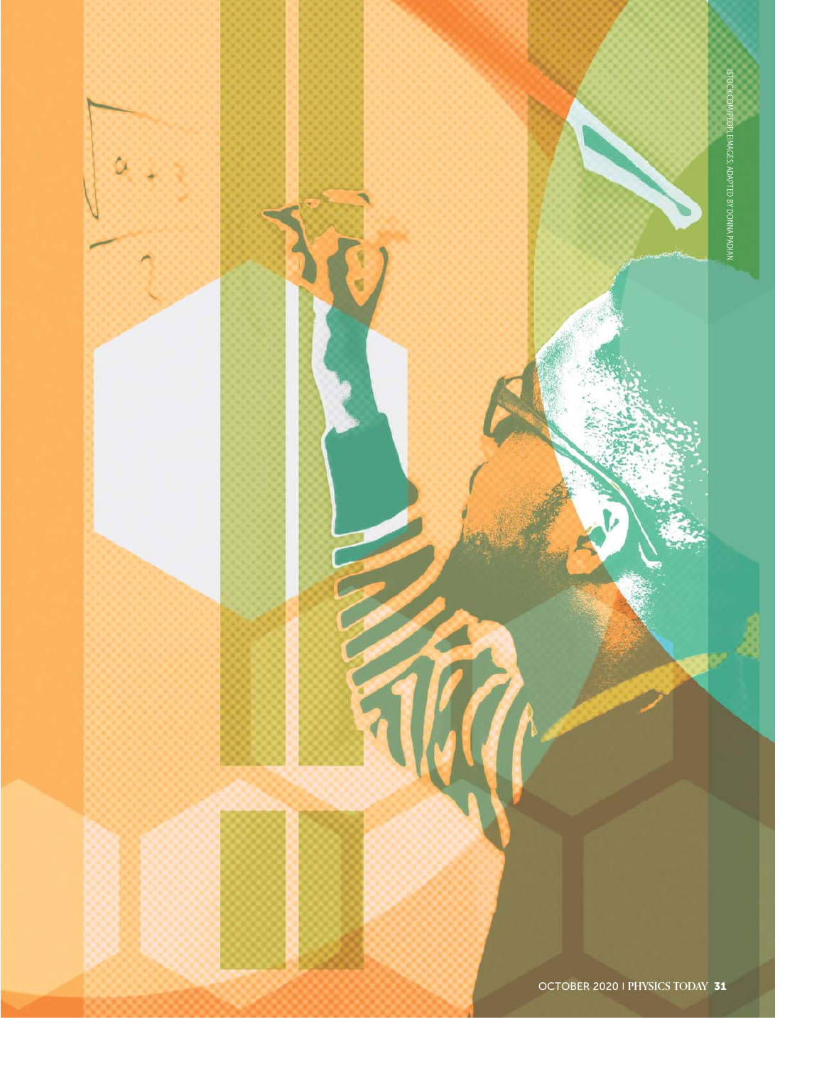ISTOCK.COM/PEOPLEIMAGES, ADAPTED BY DONNA PADIAN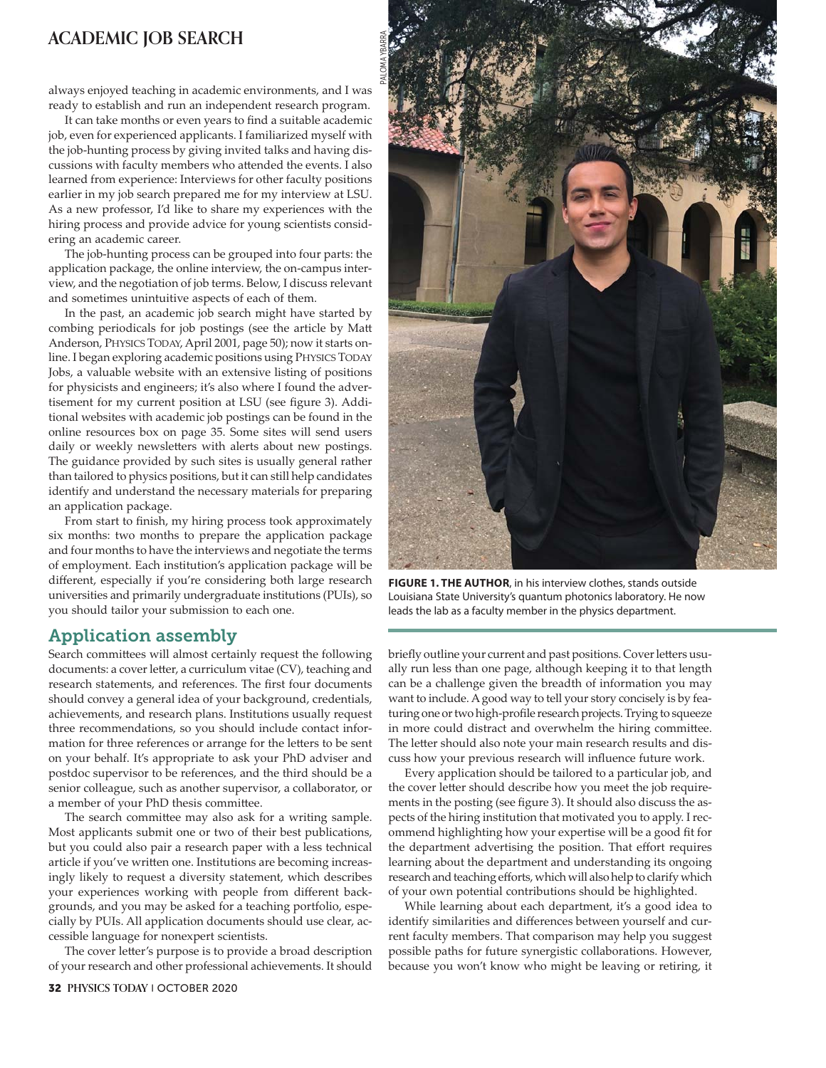always enjoyed teaching in academic environments, and I was ready to establish and run an independent research program.

It can take months or even years to find a suitable academic job, even for experienced applicants. I familiarized myself with the job-hunting process by giving invited talks and having discussions with faculty members who attended the events. I also learned from experience: Interviews for other faculty positions earlier in my job search prepared me for my interview at LSU. As a new professor, I'd like to share my experiences with the hiring process and provide advice for young scientists considering an academic career.

The job-hunting process can be grouped into four parts: the application package, the online interview, the on-campus interview, and the negotiation of job terms. Below, I discuss relevant and sometimes unintuitive aspects of each of them.

In the past, an academic job search might have started by combing periodicals for job postings (see the article by Matt Anderson, PHYSICS TODAY, April 2001, page 50); now it starts online. I began exploring academic positions using PHYSICS TODAY Jobs, a valuable website with an extensive listing of positions for physicists and engineers; it's also where I found the advertisement for my current position at LSU (see figure 3). Additional websites with academic job postings can be found in the online resources box on page 35. Some sites will send users daily or weekly newsletters with alerts about new postings. The guidance provided by such sites is usually general rather than tailored to physics positions, but it can still help candidates identify and understand the necessary materials for preparing an application package.

From start to finish, my hiring process took approximately six months: two months to prepare the application package and four months to have the interviews and negotiate the terms of employment. Each institution's application package will be different, especially if you're considering both large research universities and primarily undergraduate institutions (PUIs), so you should tailor your submission to each one.

**FIGURE 1. THE AUTHOR**, in his interview clothes, stands outside Louisiana State University's quantum photonics laboratory. He now leads the lab as a faculty member in the physics department.

## Application assembly

Search committees will almost certainly request the following documents: a cover letter, a curriculum vitae (CV), teaching and research statements, and references. The first four documents should convey a general idea of your background, credentials, achievements, and research plans. Institutions usually request three recommendations, so you should include contact information for three references or arrange for the letters to be sent on your behalf. It's appropriate to ask your PhD adviser and postdoc supervisor to be references, and the third should be a senior colleague, such as another supervisor, a collaborator, or a member of your PhD thesis committee.

The search committee may also ask for a writing sample. Most applicants submit one or two of their best publications, but you could also pair a research paper with a less technical article if you've written one. Institutions are becoming increasingly likely to request a diversity statement, which describes your experiences working with people from different backgrounds, and you may be asked for a teaching portfolio, especially by PUIs. All application documents should use clear, accessible language for nonexpert scientists.

The cover letter's purpose is to provide a broad description of your research and other professional achievements. It should briefly outline your current and past positions. Cover letters usually run less than one page, although keeping it to that length can be a challenge given the breadth of information you may want to include. A good way to tell your story concisely is by featuring one or two high-profile research projects. Trying to squeeze in more could distract and overwhelm the hiring committee. The letter should also note your main research results and discuss how your previous research will influence future work.

Every application should be tailored to a particular job, and the cover letter should describe how you meet the job requirements in the posting (see figure 3). It should also discuss the aspects of the hiring institution that motivated you to apply. I recommend highlighting how your expertise will be a good fit for the department advertising the position. That effort requires learning about the department and understanding its ongoing research and teaching efforts, which will also help to clarify which of your own potential contributions should be highlighted.

While learning about each department, it's a good idea to identify similarities and differences between yourself and current faculty members. That comparison may help you suggest possible paths for future synergistic collaborations. However, because you won't know who might be leaving or retiring, it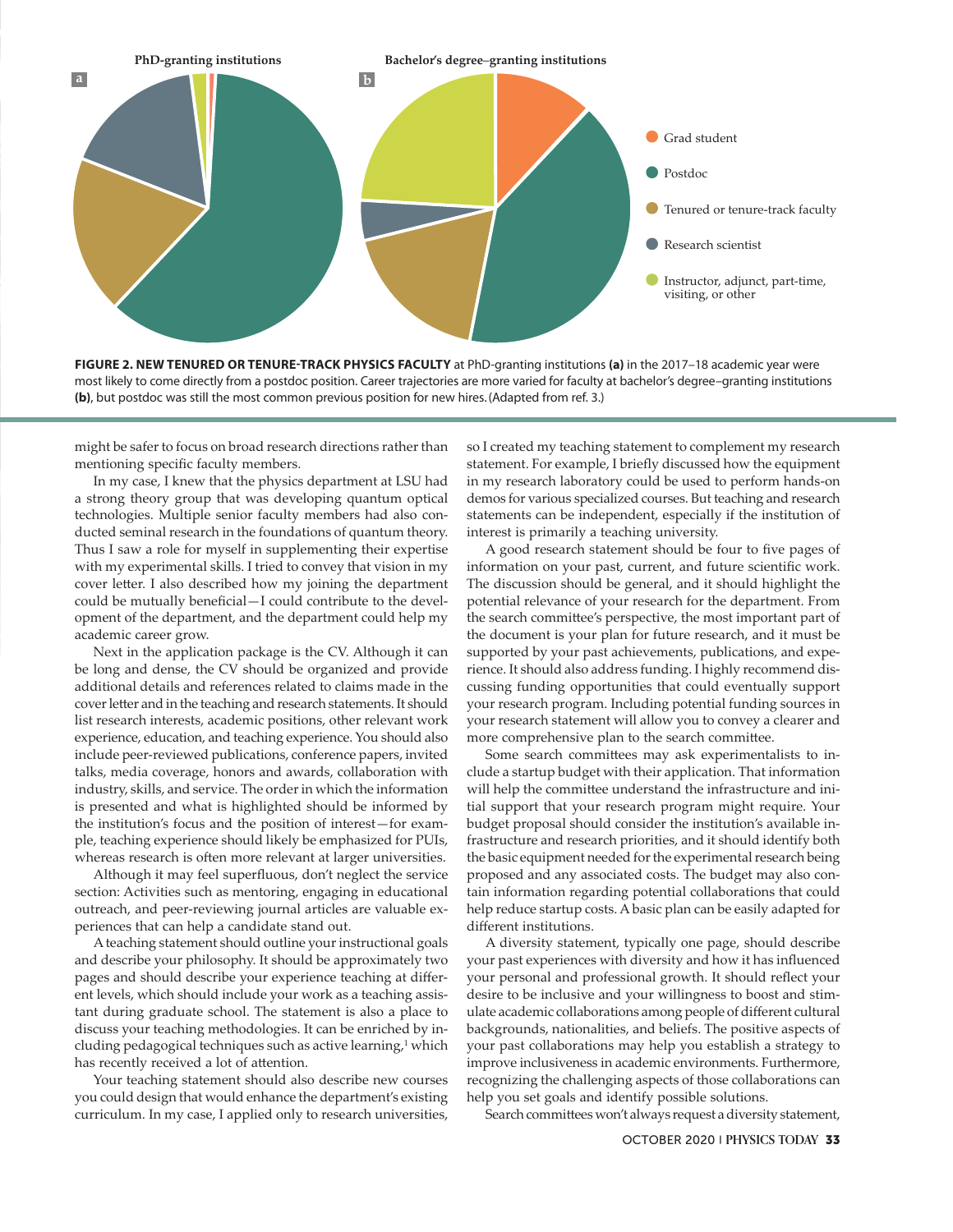FIGURE 2. **NEW TENURED OR TENURE-TRACK PHYSICS FACULTY** at PhD-granting institutions **(a)** in the 2017–18 academic year were most likely to come directly from a postdoc position. Career trajectories are more varied for faculty at bachelor's degree–granting institutions **(b)**, but postdoc was still the most common previous position for new hires. (Adapted from ref. 3.)

might be safer to focus on broad research directions rather than mentioning specific faculty members.

In my case, I knew that the physics department at LSU had a strong theory group that was developing quantum optical technologies. Multiple senior faculty members had also conducted seminal research in the foundations of quantum theory. Thus I saw a role for myself in supplementing their expertise with my experimental skills. I tried to convey that vision in my cover letter. I also described how my joining the department could be mutually beneficial—I could contribute to the development of the department, and the department could help my academic career grow.

Next in the application package is the CV. Although it can be long and dense, the CV should be organized and provide additional details and references related to claims made in the cover letter and in the teaching and research statements. It should list research interests, academic positions, other relevant work experience, education, and teaching experience. You should also include peer-reviewed publications, conference papers, invited talks, media coverage, honors and awards, collaboration with industry, skills, and service. The order in which the information is presented and what is highlighted should be informed by the institution's focus and the position of interest—for example, teaching experience should likely be emphasized for PUIs, whereas research is often more relevant at larger universities.

Although it may feel superfluous, don't neglect the service section: Activities such as mentoring, engaging in educational outreach, and peer-reviewing journal articles are valuable experiences that can help a candidate stand out.

A teaching statement should outline your instructional goals and describe your philosophy. It should be approximately two pages and should describe your experience teaching at different levels, which should include your work as a teaching assistant during graduate school. The statement is also a place to discuss your teaching methodologies. It can be enriched by including pedagogical techniques such as active learning,[1] which has recently received a lot of attention.

Your teaching statement should also describe new courses you could design that would enhance the department's existing curriculum. In my case, I applied only to research universities, so I created my teaching statement to complement my research statement. For example, I briefly discussed how the equipment in my research laboratory could be used to perform hands-on demos for various specialized courses. But teaching and research statements can be independent, especially if the institution of interest is primarily a teaching university.

A good research statement should be four to five pages of information on your past, current, and future scientific work. The discussion should be general, and it should highlight the potential relevance of your research for the department. From the search committee's perspective, the most important part of the document is your plan for future research, and it must be supported by your past achievements, publications, and experience. It should also address funding. I highly recommend discussing funding opportunities that could eventually support your research program. Including potential funding sources in your research statement will allow you to convey a clearer and more comprehensive plan to the search committee.

Some search committees may ask experimentalists to include a startup budget with their application. That information will help the committee understand the infrastructure and initial support that your research program might require. Your budget proposal should consider the institution's available infrastructure and research priorities, and it should identify both the basic equipment needed for the experimental research being proposed and any associated costs. The budget may also contain information regarding potential collaborations that could help reduce startup costs. A basic plan can be easily adapted for different institutions.

A diversity statement, typically one page, should describe your past experiences with diversity and how it has influenced your personal and professional growth. It should reflect your desire to be inclusive and your willingness to boost and stimulate academic collaborations among people of different cultural backgrounds, nationalities, and beliefs. The positive aspects of your past collaborations may help you establish a strategy to improve inclusiveness in academic environments. Furthermore, recognizing the challenging aspects of those collaborations can help you set goals and identify possible solutions.

Search committees won't always request a diversity statement,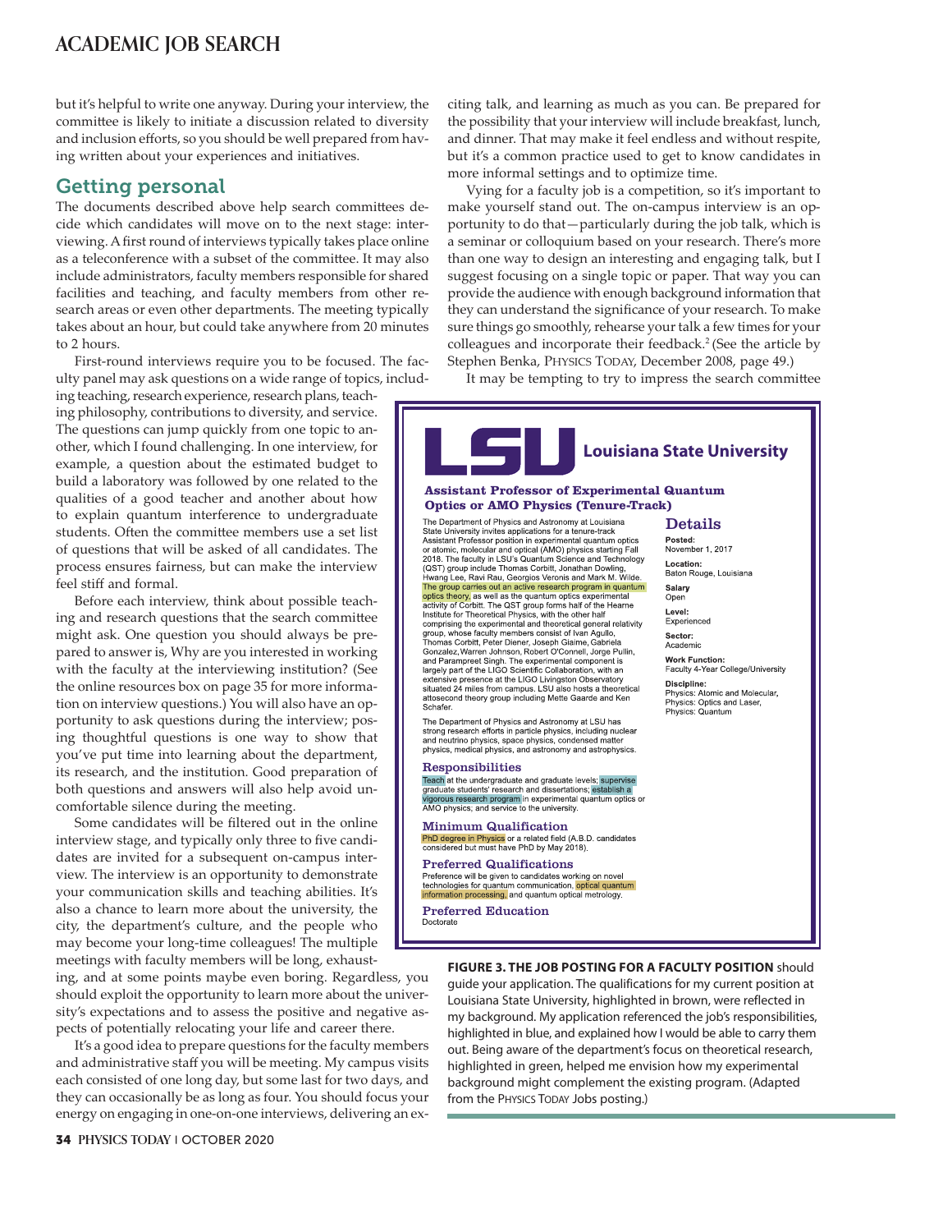but it's helpful to write one anyway. During your interview, the committee is likely to initiate a discussion related to diversity and inclusion efforts, so you should be well prepared from having written about your experiences and initiatives.

## Getting personal

The documents described above help search committees decide which candidates will move on to the next stage: interviewing. A first round of interviews typically takes place online as a teleconference with a subset of the committee. It may also include administrators, faculty members responsible for shared facilities and teaching, and faculty members from other research areas or even other departments. The meeting typically takes about an hour, but could take anywhere from 20 minutes to 2 hours.

First-round interviews require you to be focused. The faculty panel may ask questions on a wide range of topics, including teaching, research experience, research plans, teaching philosophy, contributions to diversity, and service. The questions can jump quickly from one topic to another, which I found challenging. In one interview, for example, a question about the estimated budget to build a laboratory was followed by one related to the qualities of a good teacher and another about how to explain quantum interference to undergraduate students. Often the committee members use a set list of questions that will be asked of all candidates. The process ensures fairness, but can make the interview feel stiff and formal.

Before each interview, think about possible teaching and research questions that the search committee might ask. One question you should always be prepared to answer is, Why are you interested in working with the faculty at the interviewing institution? (See the online resources box on page 35 for more information on interview questions.) You will also have an opportunity to ask questions during the interview; posing thoughtful questions is one way to show that you've put time into learning about the department, its research, and the institution. Good preparation of both questions and answers will also help avoid uncomfortable silence during the meeting.

Some candidates will be filtered out in the online interview stage, and typically only three to five candidates are invited for a subsequent on-campus interview. The interview is an opportunity to demonstrate your communication skills and teaching abilities. It's also a chance to learn more about the university, the city, the department's culture, and the people who may become your long-time colleagues! The multiple meetings with faculty members will be long, exhausting, and at some points maybe even boring. Regardless, you should exploit the opportunity to learn more about the university's expectations and to assess the positive and negative aspects of potentially relocating your life and career there.

It's a good idea to prepare questions for the faculty members and administrative staff you will be meeting. My campus visits each consisted of one long day, but some last for two days, and they can occasionally be as long as four. You should focus your energy on engaging in one-on-one interviews, delivering an exciting talk, and learning as much as you can. Be prepared for the possibility that your interview will include breakfast, lunch, and dinner. That may make it feel endless and without respite, but it's a common practice used to get to know candidates in more informal settings and to optimize time.

Vying for a faculty job is a competition, so it's important to make yourself stand out. The on-campus interview is an opportunity to do that—particularly during the job talk, which is a seminar or colloquium based on your research. There's more than one way to design an interesting and engaging talk, but I suggest focusing on a single topic or paper. That way you can provide the audience with enough background information that they can understand the significance of your research. To make sure things go smoothly, rehearse your talk a few times for your colleagues and incorporate their feedback.[2] (See the article by Stephen Benka, PHYSICS TODAY, December 2008, page 49.)

It may be tempting to try to impress the search committee

---

**LSU Louisiana State University**

**Assistant Professor of Experimental Quantum Optics or AMO Physics (Tenure-Track)**

The Department of Physics and Astronomy at Louisiana State University invites applications for a tenure-track Assistant Professor position in experimental quantum optics or atomic, molecular and optical (AMO) physics starting Fall 2018. The faculty in LSU's Quantum Science and Technology (QST) group include Thomas Corbitt, Jonathan Dowling, Hwang Lee, Ravi Rau, Georgios Veronis and Mark M. Wilde. The group carries out an active research program in quantum optics theory, as well as the quantum optics experimental activity of Corbitt. The QST group forms half of the Hearne Institute for Theoretical Physics, with the other half comprising the experimental and theoretical general relativity group, whose faculty members consist of Ivan Agullo, Thomas Corbitt, Peter Diener, Joseph Giaime, Gabriela Gonzalez, Warren Johnson, Robert O'Connell, Jorge Pullin, and Parampreet Singh. The experimental component is largely part of the LIGO Scientific Collaboration, with an extensive presence at the LIGO Livingston Observatory situated 24 miles from campus. LSU also hosts a theoretical attosecond theory group including Mette Gaarde and Ken Schafer.

The Department of Physics and Astronomy at LSU has strong research efforts in particle physics, including nuclear and neutrino physics, space physics, condensed matter physics, medical physics, and astronomy and astrophysics.

**Responsibilities**

Teach at the undergraduate and graduate levels; supervise graduate students' research and dissertations; establish a vigorous research program in experimental quantum optics or AMO physics; and service to the university.

**Minimum Qualification**

PhD degree in Physics or a related field (A.B.D. candidates considered but must have PhD by May 2018).

**Preferred Qualifications**

Preference will be given to candidates working on novel technologies for quantum communication, optical quantum information processing, and quantum optical metrology.

**Preferred Education**

Doctorate

**Details**

**Posted:** November 1, 2017

**Location:** Baton Rouge, Louisiana

**Salary** Open

**Level:** Experienced

**Sector:** Academic

**Work Function:** Faculty 4-Year College/University

**Discipline:** Physics: Atomic and Molecular, Physics: Optics and Laser, Physics: Quantum

**FIGURE 3. THE JOB POSTING FOR A FACULTY POSITION** should guide your application. The qualifications for my current position at Louisiana State University, highlighted in brown, were reflected in my background. My application referenced the job's responsibilities, highlighted in blue, and explained how I would be able to carry them out. Being aware of the department's focus on theoretical research, highlighted in green, helped me envision how my experimental background might complement the existing program. (Adapted from the PHYSICS TODAY Jobs posting.)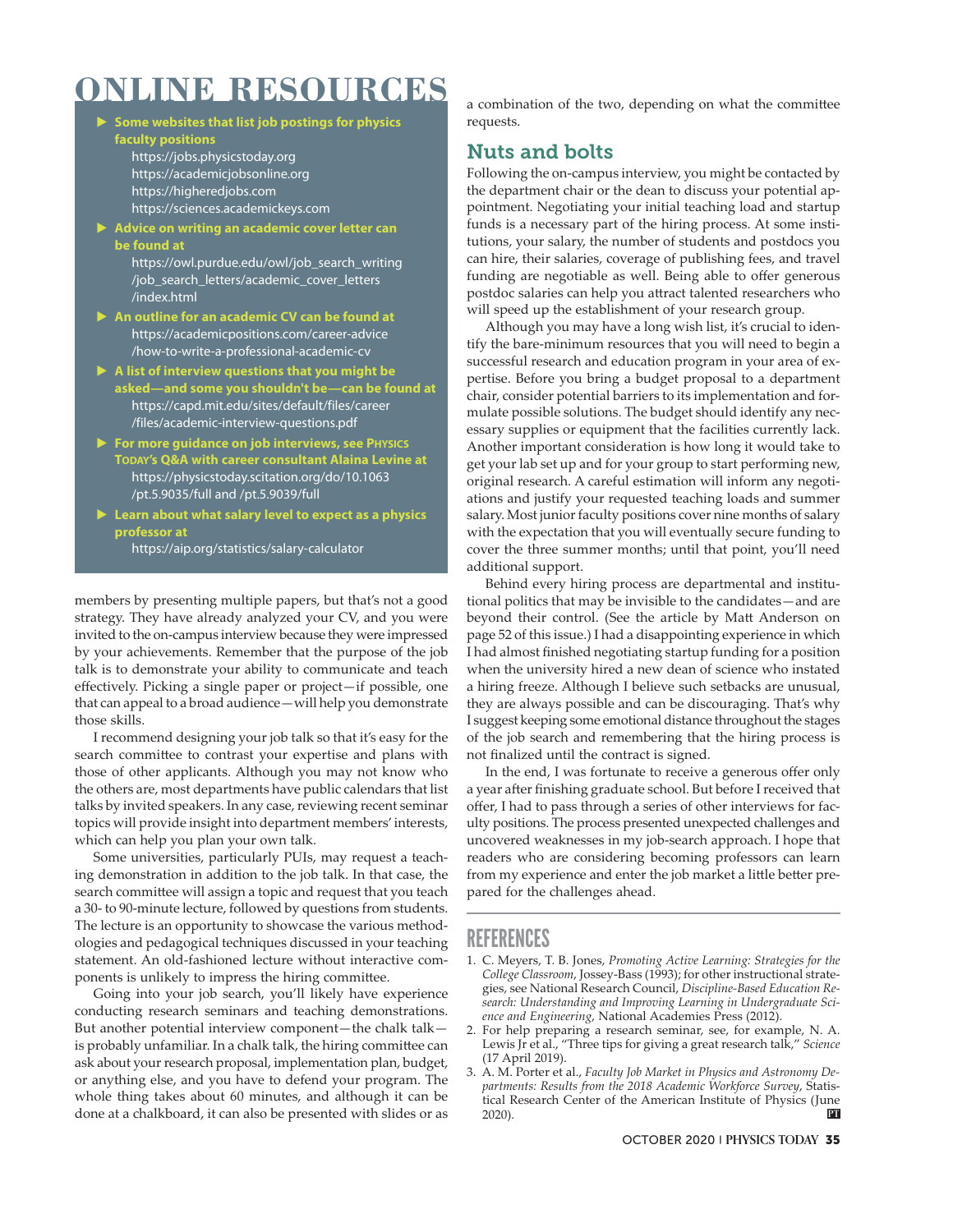## ONLINE RESOURCES

- **Some websites that list job postings for physics faculty positions**
  https://jobs.physicstoday.org
  https://academicjobsonline.org
  https://higheredjobs.com
  https://sciences.academickeys.com
- **Advice on writing an academic cover letter can be found at**
  https://owl.purdue.edu/owl/job_search_writing/job_search_letters/academic_cover_letters/index.html
- **An outline for an academic CV can be found at**
  https://academicpositions.com/career-advice/how-to-write-a-professional-academic-cv
- **A list of interview questions that you might be asked—and some you shouldn't be—can be found at**
  https://capd.mit.edu/sites/default/files/career/files/academic-interview-questions.pdf
- **For more guidance on job interviews, see PHYSICS TODAY's Q&A with career consultant Alaina Levine at**
  https://physicstoday.scitation.org/do/10.1063/pt.5.9035/full and /pt.5.9039/full
- **Learn about what salary level to expect as a physics professor at**
  https://aip.org/statistics/salary-calculator

members by presenting multiple papers, but that's not a good strategy. They have already analyzed your CV, and you were invited to the on-campus interview because they were impressed by your achievements. Remember that the purpose of the job talk is to demonstrate your ability to communicate and teach effectively. Picking a single paper or project—if possible, one that can appeal to a broad audience—will help you demonstrate those skills.

I recommend designing your job talk so that it's easy for the search committee to contrast your expertise and plans with those of other applicants. Although you may not know who the others are, most departments have public calendars that list talks by invited speakers. In any case, reviewing recent seminar topics will provide insight into department members' interests, which can help you plan your own talk.

Some universities, particularly PUIs, may request a teaching demonstration in addition to the job talk. In that case, the search committee will assign a topic and request that you teach a 30- to 90-minute lecture, followed by questions from students. The lecture is an opportunity to showcase the various methodologies and pedagogical techniques discussed in your teaching statement. An old-fashioned lecture without interactive components is unlikely to impress the hiring committee.

Going into your job search, you'll likely have experience conducting research seminars and teaching demonstrations. But another potential interview component—the chalk talk—is probably unfamiliar. In a chalk talk, the hiring committee can ask about your research proposal, implementation plan, budget, or anything else, and you have to defend your program. The whole thing takes about 60 minutes, and although it can be done at a chalkboard, it can also be presented with slides or as a combination of the two, depending on what the committee requests.

## Nuts and bolts

Following the on-campus interview, you might be contacted by the department chair or the dean to discuss your potential appointment. Negotiating your initial teaching load and startup funds is a necessary part of the hiring process. At some institutions, your salary, the number of students and postdocs you can hire, their salaries, coverage of publishing fees, and travel funding are negotiable as well. Being able to offer generous postdoc salaries can help you attract talented researchers who will speed up the establishment of your research group.

Although you may have a long wish list, it's crucial to identify the bare-minimum resources that you will need to begin a successful research and education program in your area of expertise. Before you bring a budget proposal to a department chair, consider potential barriers to its implementation and formulate possible solutions. The budget should identify any necessary supplies or equipment that the facilities currently lack. Another important consideration is how long it would take to get your lab set up and for your group to start performing new, original research. A careful estimation will inform any negotiations and justify your requested teaching loads and summer salary. Most junior faculty positions cover nine months of salary with the expectation that you will eventually secure funding to cover the three summer months; until that point, you'll need additional support.

Behind every hiring process are departmental and institutional politics that may be invisible to the candidates—and are beyond their control. (See the article by Matt Anderson on page 52 of this issue.) I had a disappointing experience in which I had almost finished negotiating startup funding for a position when the university hired a new dean of science who instated a hiring freeze. Although I believe such setbacks are unusual, they are always possible and can be discouraging. That's why I suggest keeping some emotional distance throughout the stages of the job search and remembering that the hiring process is not finalized until the contract is signed.

In the end, I was fortunate to receive a generous offer only a year after finishing graduate school. But before I received that offer, I had to pass through a series of other interviews for faculty positions. The process presented unexpected challenges and uncovered weaknesses in my job-search approach. I hope that readers who are considering becoming professors can learn from my experience and enter the job market a little better prepared for the challenges ahead.

## REFERENCES

1. C. Meyers, T. B. Jones, *Promoting Active Learning: Strategies for the College Classroom*, Jossey-Bass (1993); for other instructional strategies, see National Research Council, *Discipline-Based Education Research: Understanding and Improving Learning in Undergraduate Science and Engineering*, National Academies Press (2012).
2. For help preparing a research seminar, see, for example, N. A. Lewis Jr et al., "Three tips for giving a great research talk," *Science* (17 April 2019).
3. A. M. Porter et al., *Faculty Job Market in Physics and Astronomy Departments: Results from the 2018 Academic Workforce Survey*, Statistical Research Center of the American Institute of Physics (June 2020).